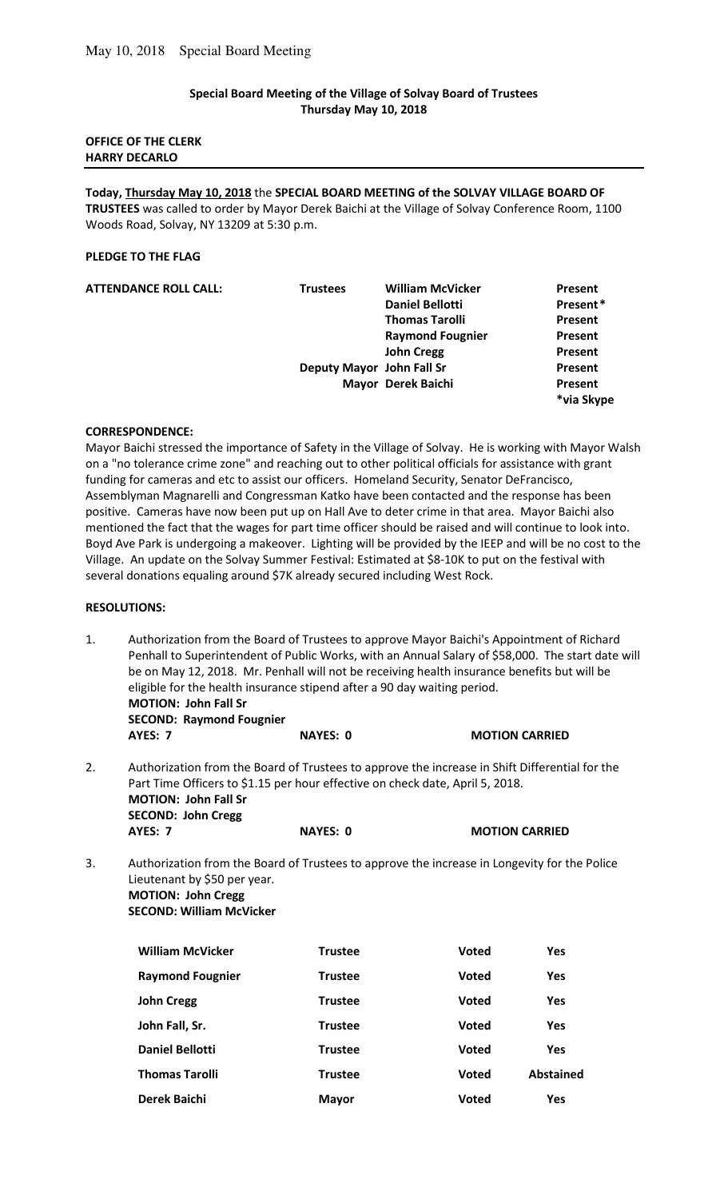**Special Board Meeting of the Village of Solvay Board of Trustees**
**Thursday May 10, 2018**

**OFFICE OF THE CLERK**
**HARRY DECARLO**

**Today, Thursday May 10, 2018** the **SPECIAL BOARD MEETING of the SOLVAY VILLAGE BOARD OF TRUSTEES** was called to order by Mayor Derek Baichi at the Village of Solvay Conference Room, 1100 Woods Road, Solvay, NY 13209 at 5:30 p.m.

**PLEDGE TO THE FLAG**

| **ATTENDANCE ROLL CALL:** | **Trustees** | **William McVicker** | **Present** |
|---|---|---|---|
| | | **Daniel Bellotti** | **Present*** |
| | | **Thomas Tarolli** | **Present** |
| | | **Raymond Fougnier** | **Present** |
| | | **John Cregg** | **Present** |
| | **Deputy Mayor** | **John Fall Sr** | **Present** |
| | | **Mayor Derek Baichi** | **Present** |
| | | | ***via Skype** |

**CORRESPONDENCE:**

Mayor Baichi stressed the importance of Safety in the Village of Solvay. He is working with Mayor Walsh on a "no tolerance crime zone" and reaching out to other political officials for assistance with grant funding for cameras and etc to assist our officers. Homeland Security, Senator DeFrancisco, Assemblyman Magnarelli and Congressman Katko have been contacted and the response has been positive. Cameras have now been put up on Hall Ave to deter crime in that area. Mayor Baichi also mentioned the fact that the wages for part time officer should be raised and will continue to look into. Boyd Ave Park is undergoing a makeover. Lighting will be provided by the IEEP and will be no cost to the Village. An update on the Solvay Summer Festival: Estimated at $8-10K to put on the festival with several donations equaling around $7K already secured including West Rock.

**RESOLUTIONS:**

1. Authorization from the Board of Trustees to approve Mayor Baichi's Appointment of Richard Penhall to Superintendent of Public Works, with an Annual Salary of $58,000. The start date will be on May 12, 2018. Mr. Penhall will not be receiving health insurance benefits but will be eligible for the health insurance stipend after a 90 day waiting period.
   **MOTION: John Fall Sr**
   **SECOND: Raymond Fougnier**
   **AYES: 7** **NAYES: 0** **MOTION CARRIED**

2. Authorization from the Board of Trustees to approve the increase in Shift Differential for the Part Time Officers to $1.15 per hour effective on check date, April 5, 2018.
   **MOTION: John Fall Sr**
   **SECOND: John Cregg**
   **AYES: 7** **NAYES: 0** **MOTION CARRIED**

3. Authorization from the Board of Trustees to approve the increase in Longevity for the Police Lieutenant by $50 per year.
   **MOTION: John Cregg**
   **SECOND: William McVicker**

| | | | |
|---|---|---|---|
| **William McVicker** | **Trustee** | **Voted** | **Yes** |
| **Raymond Fougnier** | **Trustee** | **Voted** | **Yes** |
| **John Cregg** | **Trustee** | **Voted** | **Yes** |
| **John Fall, Sr.** | **Trustee** | **Voted** | **Yes** |
| **Daniel Bellotti** | **Trustee** | **Voted** | **Yes** |
| **Thomas Tarolli** | **Trustee** | **Voted** | **Abstained** |
| **Derek Baichi** | **Mayor** | **Voted** | **Yes** |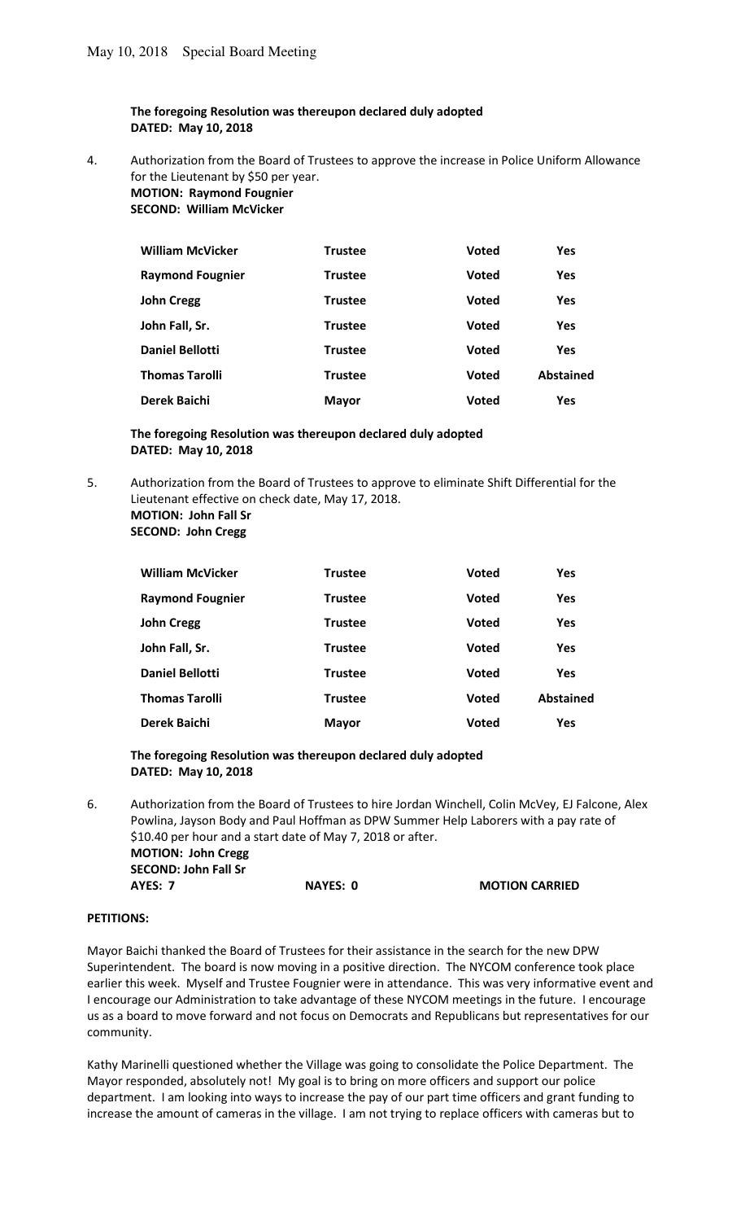**The foregoing Resolution was thereupon declared duly adopted**
**DATED: May 10, 2018**

4. Authorization from the Board of Trustees to approve the increase in Police Uniform Allowance for the Lieutenant by $50 per year.
   **MOTION: Raymond Fougnier**
   **SECOND: William McVicker**

| | | | |
|---|---|---|---|
| **William McVicker** | **Trustee** | **Voted** | **Yes** |
| **Raymond Fougnier** | **Trustee** | **Voted** | **Yes** |
| **John Cregg** | **Trustee** | **Voted** | **Yes** |
| **John Fall, Sr.** | **Trustee** | **Voted** | **Yes** |
| **Daniel Bellotti** | **Trustee** | **Voted** | **Yes** |
| **Thomas Tarolli** | **Trustee** | **Voted** | **Abstained** |
| **Derek Baichi** | **Mayor** | **Voted** | **Yes** |

**The foregoing Resolution was thereupon declared duly adopted**
**DATED: May 10, 2018**

5. Authorization from the Board of Trustees to approve to eliminate Shift Differential for the Lieutenant effective on check date, May 17, 2018.
   **MOTION: John Fall Sr**
   **SECOND: John Cregg**

| | | | |
|---|---|---|---|
| **William McVicker** | **Trustee** | **Voted** | **Yes** |
| **Raymond Fougnier** | **Trustee** | **Voted** | **Yes** |
| **John Cregg** | **Trustee** | **Voted** | **Yes** |
| **John Fall, Sr.** | **Trustee** | **Voted** | **Yes** |
| **Daniel Bellotti** | **Trustee** | **Voted** | **Yes** |
| **Thomas Tarolli** | **Trustee** | **Voted** | **Abstained** |
| **Derek Baichi** | **Mayor** | **Voted** | **Yes** |

**The foregoing Resolution was thereupon declared duly adopted**
**DATED: May 10, 2018**

6. Authorization from the Board of Trustees to hire Jordan Winchell, Colin McVey, EJ Falcone, Alex Powlina, Jayson Body and Paul Hoffman as DPW Summer Help Laborers with a pay rate of $10.40 per hour and a start date of May 7, 2018 or after.
   **MOTION: John Cregg**
   **SECOND: John Fall Sr**
   **AYES: 7 NAYES: 0 MOTION CARRIED**

**PETITIONS:**

Mayor Baichi thanked the Board of Trustees for their assistance in the search for the new DPW Superintendent. The board is now moving in a positive direction. The NYCOM conference took place earlier this week. Myself and Trustee Fougnier were in attendance. This was very informative event and I encourage our Administration to take advantage of these NYCOM meetings in the future. I encourage us as a board to move forward and not focus on Democrats and Republicans but representatives for our community.

Kathy Marinelli questioned whether the Village was going to consolidate the Police Department. The Mayor responded, absolutely not! My goal is to bring on more officers and support our police department. I am looking into ways to increase the pay of our part time officers and grant funding to increase the amount of cameras in the village. I am not trying to replace officers with cameras but to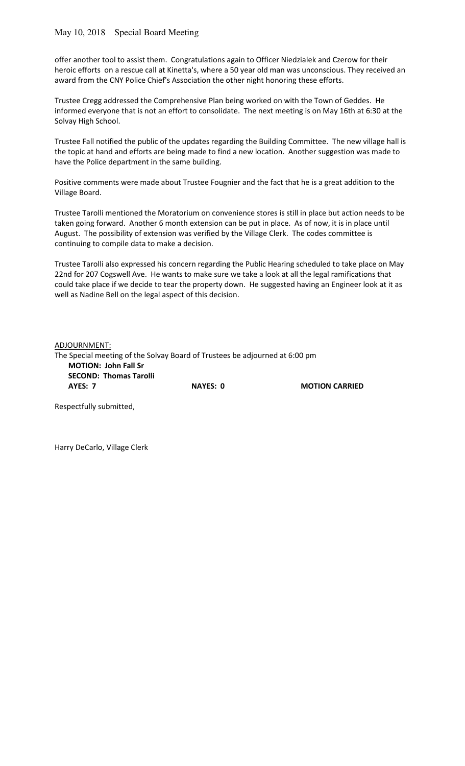offer another tool to assist them. Congratulations again to Officer Niedzialek and Czerow for their heroic efforts on a rescue call at Kinetta's, where a 50 year old man was unconscious. They received an award from the CNY Police Chief's Association the other night honoring these efforts.

Trustee Cregg addressed the Comprehensive Plan being worked on with the Town of Geddes. He informed everyone that is not an effort to consolidate. The next meeting is on May 16th at 6:30 at the Solvay High School.

Trustee Fall notified the public of the updates regarding the Building Committee. The new village hall is the topic at hand and efforts are being made to find a new location. Another suggestion was made to have the Police department in the same building.

Positive comments were made about Trustee Fougnier and the fact that he is a great addition to the Village Board.

Trustee Tarolli mentioned the Moratorium on convenience stores is still in place but action needs to be taken going forward. Another 6 month extension can be put in place. As of now, it is in place until August. The possibility of extension was verified by the Village Clerk. The codes committee is continuing to compile data to make a decision.

Trustee Tarolli also expressed his concern regarding the Public Hearing scheduled to take place on May 22nd for 207 Cogswell Ave. He wants to make sure we take a look at all the legal ramifications that could take place if we decide to tear the property down. He suggested having an Engineer look at it as well as Nadine Bell on the legal aspect of this decision.

ADJOURNMENT:

The Special meeting of the Solvay Board of Trustees be adjourned at 6:00 pm

**MOTION: John Fall Sr**
**SECOND: Thomas Tarolli**
**AYES: 7** **NAYES: 0** **MOTION CARRIED**

Respectfully submitted,

Harry DeCarlo, Village Clerk